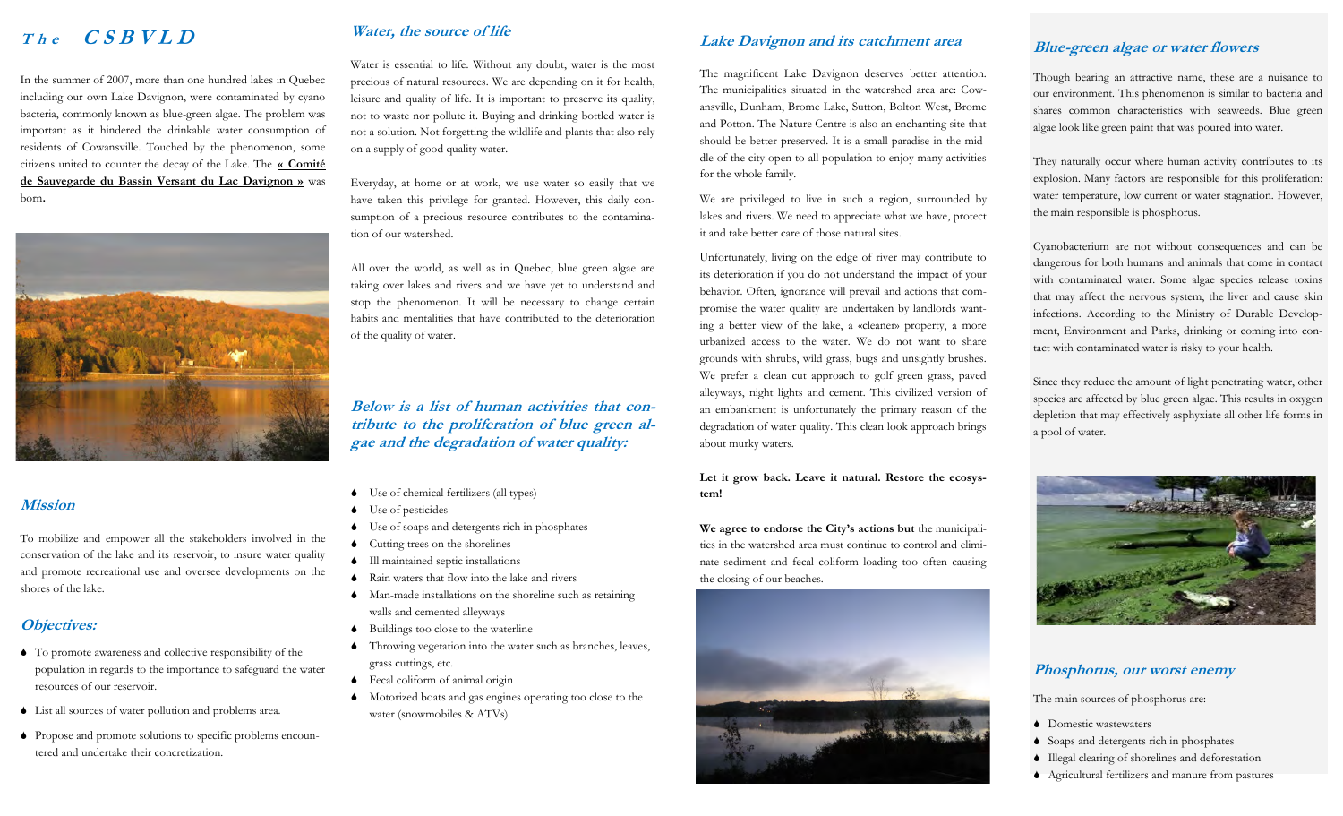# The CSBVLD

In the summer of 2007, more than one hundred lakes in Quebec including our own Lake Davignon, were contaminated by cyano bacteria, commonly known as blue-green algae. The problem was important as it hindered the drinkable water consumption of residents of Cowansville. Touched by the phenomenon, some citizens united to counter the decay of the Lake. The **« Comité de Sauvegarde du Bassin Versant du Lac Davignon »** was born**.**

## Mission

To mobilize and empower all the stakeholders involved in the conservation of the lake and its reservoir, to insure water quality and promote recreational use and oversee developments on the shores of the lake.

## Objectives:

- To promote awareness and collective responsibility of the population in regards to the importance to safeguard the water resources of our reservoir.
- List all sources of water pollution and problems area.
- Propose and promote solutions to specific problems encountered and undertake their concretization.

## Water, the source of life

Water is essential to life. Without any doubt, water is the most precious of natural resources. We are depending on it for health, leisure and quality of life. It is important to preserve its quality, not to waste nor pollute it. Buying and drinking bottled water is not a solution. Not forgetting the wildlife and plants that also rely on a supply of good quality water.

Everyday, at home or at work, we use water so easily that we have taken this privilege for granted. However, this daily consumption of a precious resource contributes to the contamination of our watershed.

All over the world, as well as in Quebec, blue green algae are taking over lakes and rivers and we have yet to understand and stop the phenomenon. It will be necessary to change certain habits and mentalities that have contributed to the deterioration of the quality of water.

## Below is a list of human activities that contribute to the proliferation of blue green algae and the degradation of water quality:

- Use of chemical fertilizers (all types)
- Use of pesticides
- Use of soaps and detergents rich in phosphates
- Cutting trees on the shorelines
- Ill maintained septic installations
- Rain waters that flow into the lake and rivers
- Man-made installations on the shoreline such as retaining walls and cemented alleyways
- Buildings too close to the waterline
- Throwing vegetation into the water such as branches, leaves, grass cuttings, etc.
- Fecal coliform of animal origin
- Motorized boats and gas engines operating too close to the water (snowmobiles & ATVs)

## Lake Davignon and its catchment area

The magnificent Lake Davignon deserves better attention. The municipalities situated in the watershed area are: Cowansville, Dunham, Brome Lake, Sutton, Bolton West, Brome and Potton. The Nature Centre is also an enchanting site that should be better preserved. It is a small paradise in the middle of the city open to all population to enjoy many activities for the whole family.

We are privileged to live in such a region, surrounded by lakes and rivers. We need to appreciate what we have, protect it and take better care of those natural sites.

Unfortunately, living on the edge of river may contribute to its deterioration if you do not understand the impact of your behavior. Often, ignorance will prevail and actions that compromise the water quality are undertaken by landlords wanting a better view of the lake, a «cleaner» property, a more urbanized access to the water. We do not want to share grounds with shrubs, wild grass, bugs and unsightly brushes. We prefer a clean cut approach to golf green grass, paved alleyways, night lights and cement. This civilized version of an embankment is unfortunately the primary reason of the degradation of water quality. This clean look approach brings about murky waters.

**Let it grow back. Leave it natural. Restore the ecosystem!**

**We agree to endorse the City's actions but** the municipalities in the watershed area must continue to control and eliminate sediment and fecal coliform loading too often causing the closing of our beaches.

## Blue-green algae or water flowers

Though bearing an attractive name, these are a nuisance to our environment. This phenomenon is similar to bacteria and shares common characteristics with seaweeds. Blue green algae look like green paint that was poured into water.

They naturally occur where human activity contributes to its explosion. Many factors are responsible for this proliferation: water temperature, low current or water stagnation. However, the main responsible is phosphorus.

Cyanobacterium are not without consequences and can be dangerous for both humans and animals that come in contact with contaminated water. Some algae species release toxins that may affect the nervous system, the liver and cause skin infections. According to the Ministry of Durable Development, Environment and Parks, drinking or coming into contact with contaminated water is risky to your health.

Since they reduce the amount of light penetrating water, other species are affected by blue green algae. This results in oxygen depletion that may effectively asphyxiate all other life forms in a pool of water.

## Phosphorus, our worst enemy

The main sources of phosphorus are:

- Domestic wastewaters
- Soaps and detergents rich in phosphates
- Illegal clearing of shorelines and deforestation
- Agricultural fertilizers and manure from pastures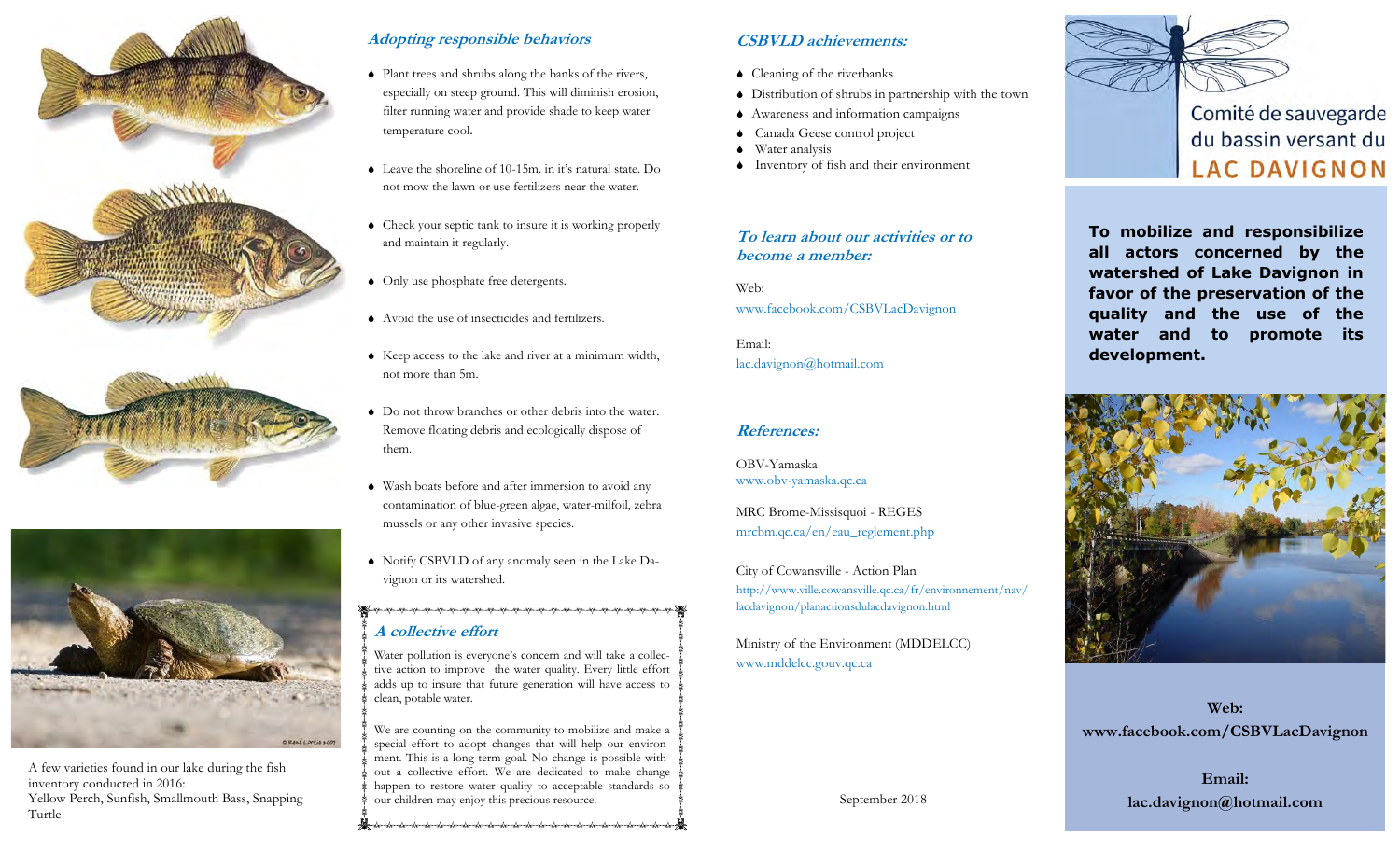A few varieties found in our lake during the fish inventory conducted in 2016:
Yellow Perch, Sunfish, Smallmouth Bass, Snapping Turtle

## *Adopting responsible behaviors*

- Plant trees and shrubs along the banks of the rivers, especially on steep ground. This will diminish erosion, filter running water and provide shade to keep water temperature cool.
- Leave the shoreline of 10-15m. in it's natural state. Do not mow the lawn or use fertilizers near the water.
- Check your septic tank to insure it is working properly and maintain it regularly.
- Only use phosphate free detergents.
- Avoid the use of insecticides and fertilizers.
- Keep access to the lake and river at a minimum width, not more than 5m.
- Do not throw branches or other debris into the water. Remove floating debris and ecologically dispose of them.
- Wash boats before and after immersion to avoid any contamination of blue-green algae, water-milfoil, zebra mussels or any other invasive species.
- Notify CSBVLD of any anomaly seen in the Lake Davignon or its watershed.

## *A collective effort*

Water pollution is everyone's concern and will take a collective action to improve the water quality. Every little effort adds up to insure that future generation will have access to clean, potable water.

We are counting on the community to mobilize and make a special effort to adopt changes that will help our environment. This is a long term goal. No change is possible without a collective effort. We are dedicated to make change happen to restore water quality to acceptable standards so our children may enjoy this precious resource.

## *CSBVLD achievements:*

- Cleaning of the riverbanks
- Distribution of shrubs in partnership with the town
- Awareness and information campaigns
- Canada Geese control project
- Water analysis
- Inventory of fish and their environment

## *To learn about our activities or to become a member:*

Web:
www.facebook.com/CSBVLacDavignon

Email:
lac.davignon@hotmail.com

## *References:*

OBV-Yamaska
www.obv-yamaska.qc.ca

MRC Brome-Missisquoi - REGES
mrcbm.qc.ca/en/eau_reglement.php

City of Cowansville - Action Plan
http://www.ville.cowansville.qc.ca/fr/environnement/nav/lacdavignon/planactionsdulacdavignon.html

Ministry of the Environment (MDDELCC)
www.mddelcc.gouv.qc.ca

September 2018

# Comité de sauvegarde du bassin versant du LAC DAVIGNON

**To mobilize and responsibilize all actors concerned by the watershed of Lake Davignon in favor of the preservation of the quality and the use of the water and to promote its development.**

**Web:**
**www.facebook.com/CSBVLacDavignon**

**Email:**
**lac.davignon@hotmail.com**